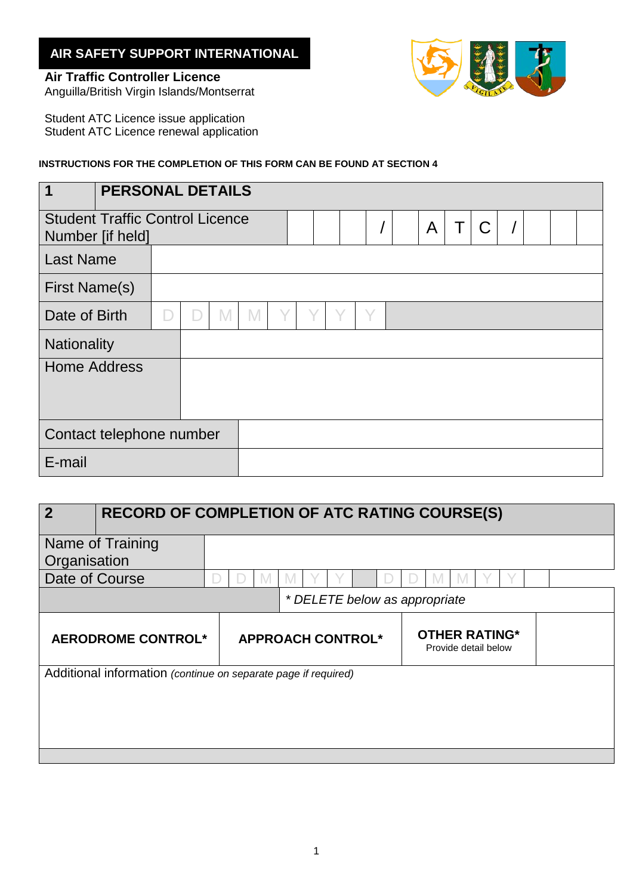**AIR SAFETY SUPPORT INTERNATIONAL**

**Air Traffic Controller Licence**
Anguilla/British Virgin Islands/Montserrat

Student ATC Licence issue application
Student ATC Licence renewal application

**INSTRUCTIONS FOR THE COMPLETION OF THIS FORM CAN BE FOUND AT SECTION 4**

| **1** | **PERSONAL DETAILS** |
|---|---|
| Student Traffic Control Licence Number [if held] | _ _ _ / _ A T C / _ _ _ |
| Last Name | |
| First Name(s) | |
| Date of Birth | D D M M Y Y Y Y |
| Nationality | |
| Home Address | |
| Contact telephone number | |
| E-mail | |

| **2** | **RECORD OF COMPLETION OF ATC RATING COURSE(S)** | |
|---|---|---|
| Name of Training Organisation | | |
| Date of Course | D D M M Y Y – D D M M Y Y | |
| | *\* DELETE below as appropriate* | |
| **AERODROME CONTROL\*** | **APPROACH CONTROL\*** | **OTHER RATING\*** Provide detail below |
| Additional information *(continue on separate page if required)* | | |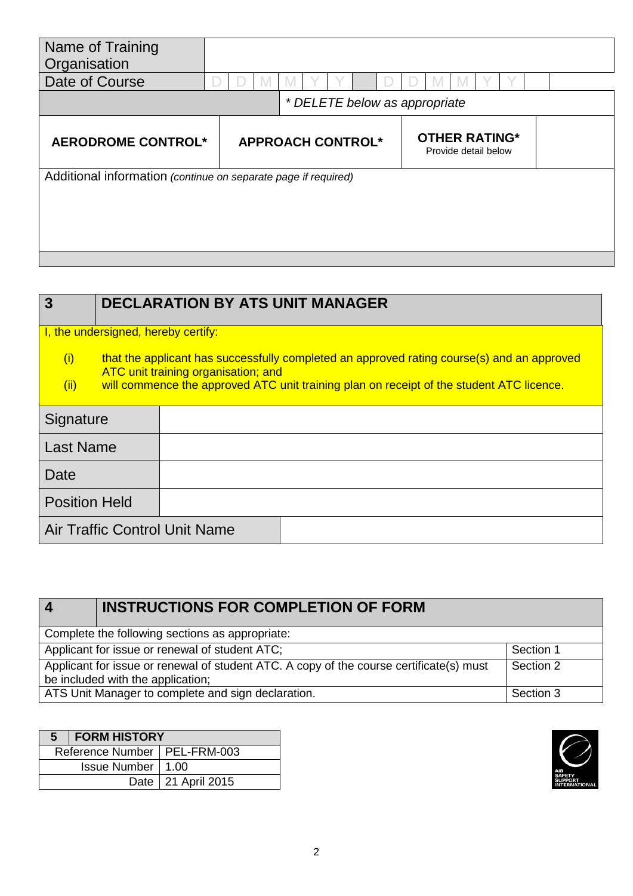| | |
|---|---|
| Name of Training Organisation | |
| Date of Course | D D M M Y Y – D D M M Y Y |

*\* DELETE below as appropriate*

| | | | |
|---|---|---|---|
| **AERODROME CONTROL*** | **APPROACH CONTROL*** | **OTHER RATING*** Provide detail below | |

Additional information *(continue on separate page if required)*

| 3 | DECLARATION BY ATS UNIT MANAGER |
|---|---|

I, the undersigned, hereby certify:

(i) that the applicant has successfully completed an approved rating course(s) and an approved ATC unit training organisation; and

(ii) will commence the approved ATC unit training plan on receipt of the student ATC licence.

| | |
|---|---|
| Signature | |
| Last Name | |
| Date | |
| Position Held | |
| Air Traffic Control Unit Name | |

| 4 | INSTRUCTIONS FOR COMPLETION OF FORM |
|---|---|
| Complete the following sections as appropriate: | |
| Applicant for issue or renewal of student ATC; | Section 1 |
| Applicant for issue or renewal of student ATC. A copy of the course certificate(s) must be included with the application; | Section 2 |
| ATS Unit Manager to complete and sign declaration. | Section 3 |

| 5 | FORM HISTORY |
|---|---|
| Reference Number | PEL-FRM-003 |
| Issue Number | 1.00 |
| Date | 21 April 2015 |

AIR SAFETY SUPPORT INTERNATIONAL